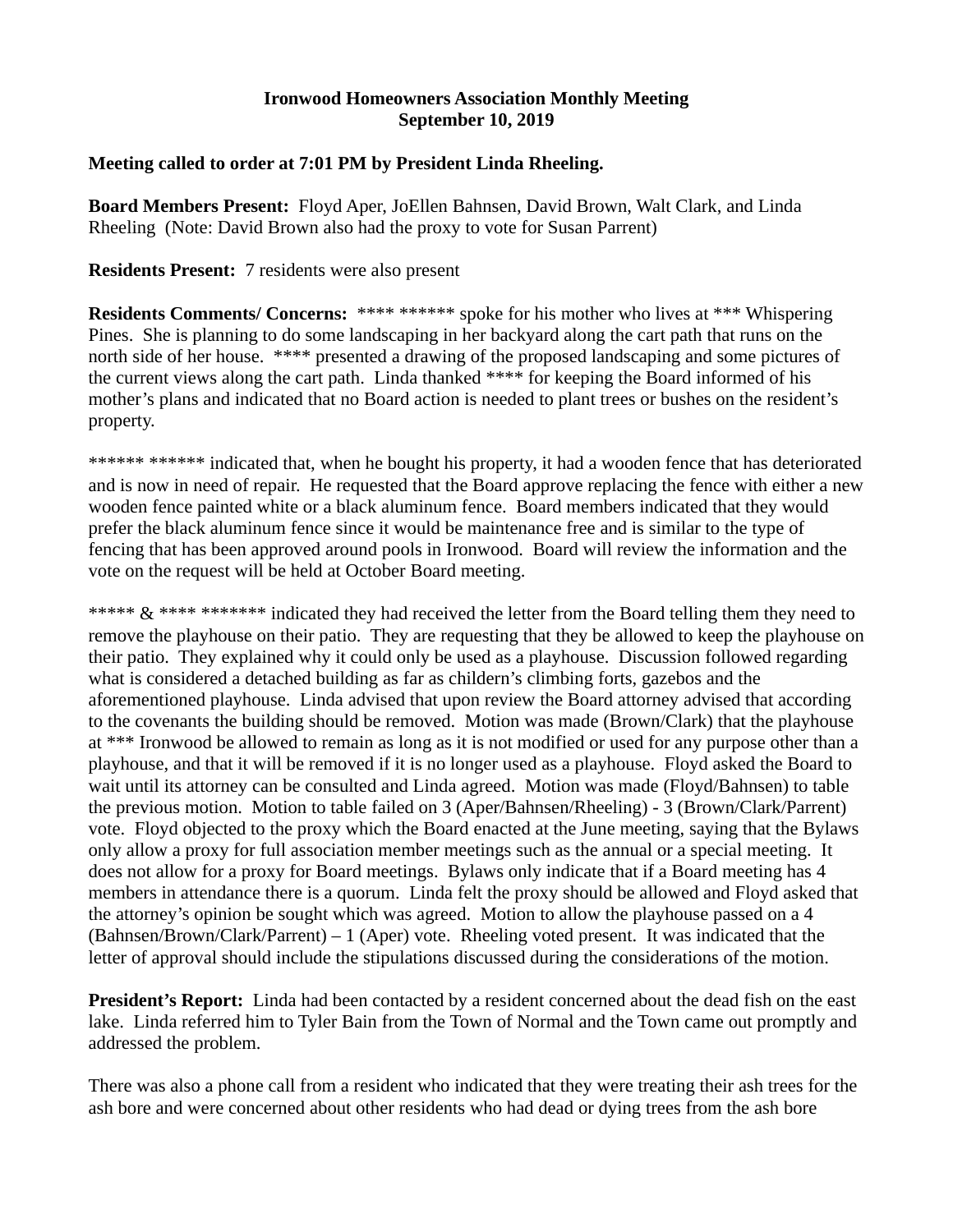**Ironwood Homeowners Association Monthly Meeting**
**September 10, 2019**

**Meeting called to order at 7:01 PM by President Linda Rheeling.**

**Board Members Present:** Floyd Aper, JoEllen Bahnsen, David Brown, Walt Clark, and Linda Rheeling (Note: David Brown also had the proxy to vote for Susan Parrent)

**Residents Present:** 7 residents were also present

**Residents Comments/ Concerns:** **** ****** spoke for his mother who lives at *** Whispering Pines. She is planning to do some landscaping in her backyard along the cart path that runs on the north side of her house. **** presented a drawing of the proposed landscaping and some pictures of the current views along the cart path. Linda thanked **** for keeping the Board informed of his mother's plans and indicated that no Board action is needed to plant trees or bushes on the resident's property.

****** ****** indicated that, when he bought his property, it had a wooden fence that has deteriorated and is now in need of repair. He requested that the Board approve replacing the fence with either a new wooden fence painted white or a black aluminum fence. Board members indicated that they would prefer the black aluminum fence since it would be maintenance free and is similar to the type of fencing that has been approved around pools in Ironwood. Board will review the information and the vote on the request will be held at October Board meeting.

***** & **** ******* indicated they had received the letter from the Board telling them they need to remove the playhouse on their patio. They are requesting that they be allowed to keep the playhouse on their patio. They explained why it could only be used as a playhouse. Discussion followed regarding what is considered a detached building as far as childern's climbing forts, gazebos and the aforementioned playhouse. Linda advised that upon review the Board attorney advised that according to the covenants the building should be removed. Motion was made (Brown/Clark) that the playhouse at *** Ironwood be allowed to remain as long as it is not modified or used for any purpose other than a playhouse, and that it will be removed if it is no longer used as a playhouse. Floyd asked the Board to wait until its attorney can be consulted and Linda agreed. Motion was made (Floyd/Bahnsen) to table the previous motion. Motion to table failed on 3 (Aper/Bahnsen/Rheeling) - 3 (Brown/Clark/Parrent) vote. Floyd objected to the proxy which the Board enacted at the June meeting, saying that the Bylaws only allow a proxy for full association member meetings such as the annual or a special meeting. It does not allow for a proxy for Board meetings. Bylaws only indicate that if a Board meeting has 4 members in attendance there is a quorum. Linda felt the proxy should be allowed and Floyd asked that the attorney's opinion be sought which was agreed. Motion to allow the playhouse passed on a 4 (Bahnsen/Brown/Clark/Parrent) – 1 (Aper) vote. Rheeling voted present. It was indicated that the letter of approval should include the stipulations discussed during the considerations of the motion.

**President's Report:** Linda had been contacted by a resident concerned about the dead fish on the east lake. Linda referred him to Tyler Bain from the Town of Normal and the Town came out promptly and addressed the problem.

There was also a phone call from a resident who indicated that they were treating their ash trees for the ash bore and were concerned about other residents who had dead or dying trees from the ash bore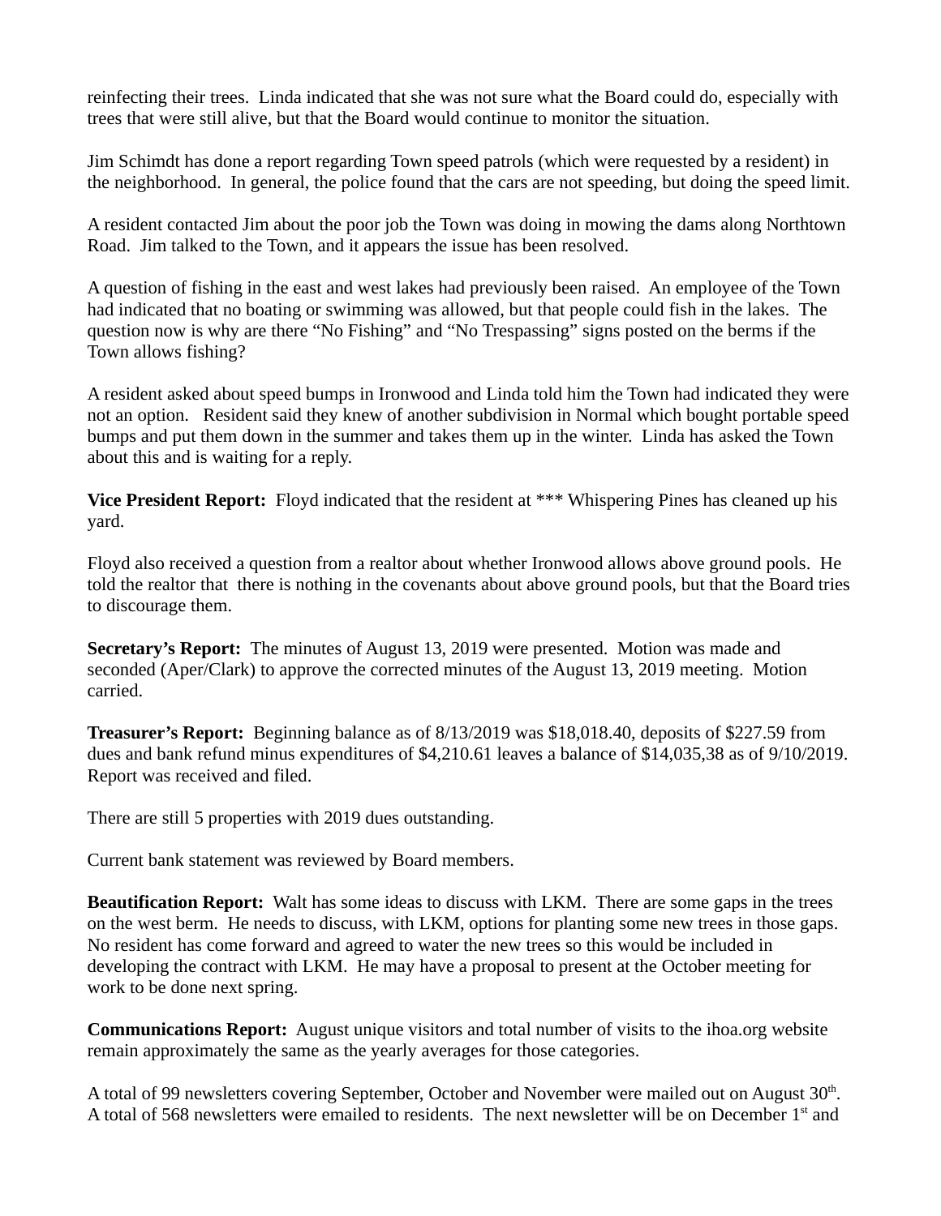reinfecting their trees. Linda indicated that she was not sure what the Board could do, especially with trees that were still alive, but that the Board would continue to monitor the situation.

Jim Schimdt has done a report regarding Town speed patrols (which were requested by a resident) in the neighborhood. In general, the police found that the cars are not speeding, but doing the speed limit.

A resident contacted Jim about the poor job the Town was doing in mowing the dams along Northtown Road. Jim talked to the Town, and it appears the issue has been resolved.

A question of fishing in the east and west lakes had previously been raised. An employee of the Town had indicated that no boating or swimming was allowed, but that people could fish in the lakes. The question now is why are there "No Fishing" and "No Trespassing" signs posted on the berms if the Town allows fishing?

A resident asked about speed bumps in Ironwood and Linda told him the Town had indicated they were not an option. Resident said they knew of another subdivision in Normal which bought portable speed bumps and put them down in the summer and takes them up in the winter. Linda has asked the Town about this and is waiting for a reply.

**Vice President Report:** Floyd indicated that the resident at *** Whispering Pines has cleaned up his yard.

Floyd also received a question from a realtor about whether Ironwood allows above ground pools. He told the realtor that there is nothing in the covenants about above ground pools, but that the Board tries to discourage them.

**Secretary's Report:** The minutes of August 13, 2019 were presented. Motion was made and seconded (Aper/Clark) to approve the corrected minutes of the August 13, 2019 meeting. Motion carried.

**Treasurer's Report:** Beginning balance as of 8/13/2019 was $18,018.40, deposits of $227.59 from dues and bank refund minus expenditures of $4,210.61 leaves a balance of $14,035,38 as of 9/10/2019. Report was received and filed.

There are still 5 properties with 2019 dues outstanding.

Current bank statement was reviewed by Board members.

**Beautification Report:** Walt has some ideas to discuss with LKM. There are some gaps in the trees on the west berm. He needs to discuss, with LKM, options for planting some new trees in those gaps. No resident has come forward and agreed to water the new trees so this would be included in developing the contract with LKM. He may have a proposal to present at the October meeting for work to be done next spring.

**Communications Report:** August unique visitors and total number of visits to the ihoa.org website remain approximately the same as the yearly averages for those categories.

A total of 99 newsletters covering September, October and November were mailed out on August 30th. A total of 568 newsletters were emailed to residents. The next newsletter will be on December 1st and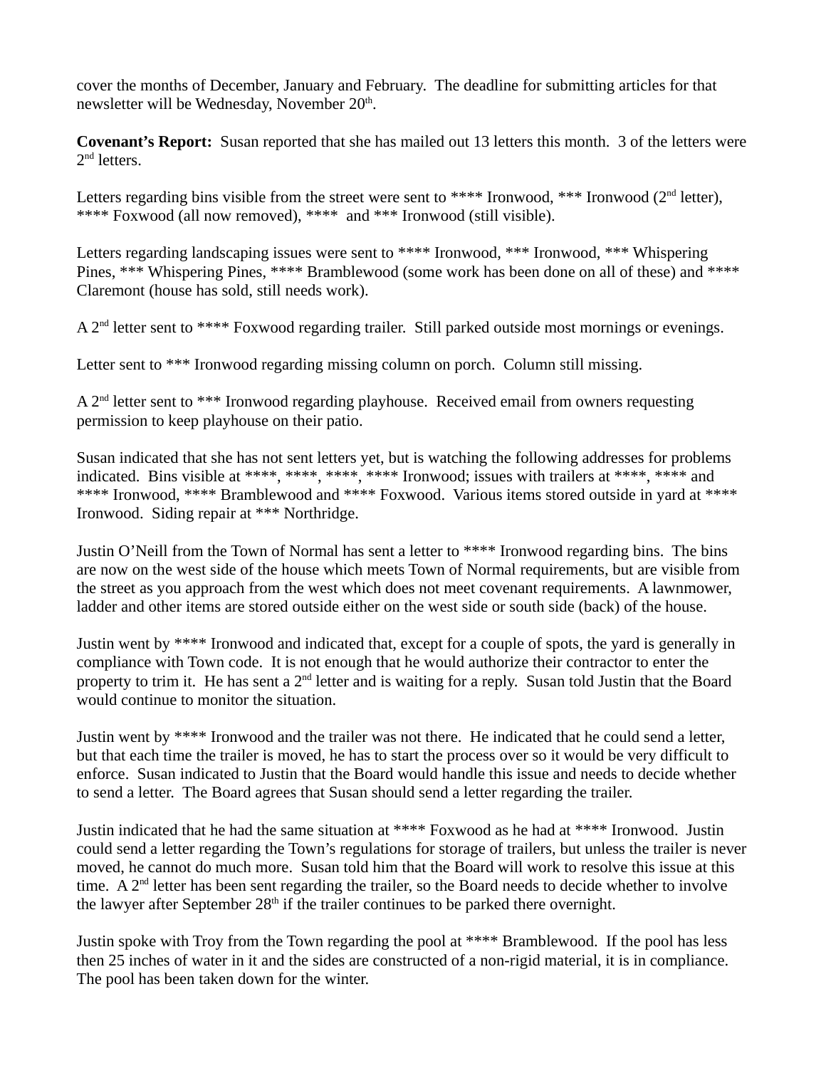cover the months of December, January and February. The deadline for submitting articles for that newsletter will be Wednesday, November 20th.

**Covenant's Report:** Susan reported that she has mailed out 13 letters this month. 3 of the letters were 2nd letters.

Letters regarding bins visible from the street were sent to **** Ironwood, *** Ironwood (2nd letter), **** Foxwood (all now removed), **** and *** Ironwood (still visible).

Letters regarding landscaping issues were sent to **** Ironwood, *** Ironwood, *** Whispering Pines, *** Whispering Pines, **** Bramblewood (some work has been done on all of these) and **** Claremont (house has sold, still needs work).

A 2nd letter sent to **** Foxwood regarding trailer. Still parked outside most mornings or evenings.

Letter sent to *** Ironwood regarding missing column on porch. Column still missing.

A 2nd letter sent to *** Ironwood regarding playhouse. Received email from owners requesting permission to keep playhouse on their patio.

Susan indicated that she has not sent letters yet, but is watching the following addresses for problems indicated. Bins visible at ****, ****, ****, **** Ironwood; issues with trailers at ****, **** and **** Ironwood, **** Bramblewood and **** Foxwood. Various items stored outside in yard at **** Ironwood. Siding repair at *** Northridge.

Justin O'Neill from the Town of Normal has sent a letter to **** Ironwood regarding bins. The bins are now on the west side of the house which meets Town of Normal requirements, but are visible from the street as you approach from the west which does not meet covenant requirements. A lawnmower, ladder and other items are stored outside either on the west side or south side (back) of the house.

Justin went by **** Ironwood and indicated that, except for a couple of spots, the yard is generally in compliance with Town code. It is not enough that he would authorize their contractor to enter the property to trim it. He has sent a 2nd letter and is waiting for a reply. Susan told Justin that the Board would continue to monitor the situation.

Justin went by **** Ironwood and the trailer was not there. He indicated that he could send a letter, but that each time the trailer is moved, he has to start the process over so it would be very difficult to enforce. Susan indicated to Justin that the Board would handle this issue and needs to decide whether to send a letter. The Board agrees that Susan should send a letter regarding the trailer.

Justin indicated that he had the same situation at **** Foxwood as he had at **** Ironwood. Justin could send a letter regarding the Town's regulations for storage of trailers, but unless the trailer is never moved, he cannot do much more. Susan told him that the Board will work to resolve this issue at this time. A 2nd letter has been sent regarding the trailer, so the Board needs to decide whether to involve the lawyer after September 28th if the trailer continues to be parked there overnight.

Justin spoke with Troy from the Town regarding the pool at **** Bramblewood. If the pool has less then 25 inches of water in it and the sides are constructed of a non-rigid material, it is in compliance. The pool has been taken down for the winter.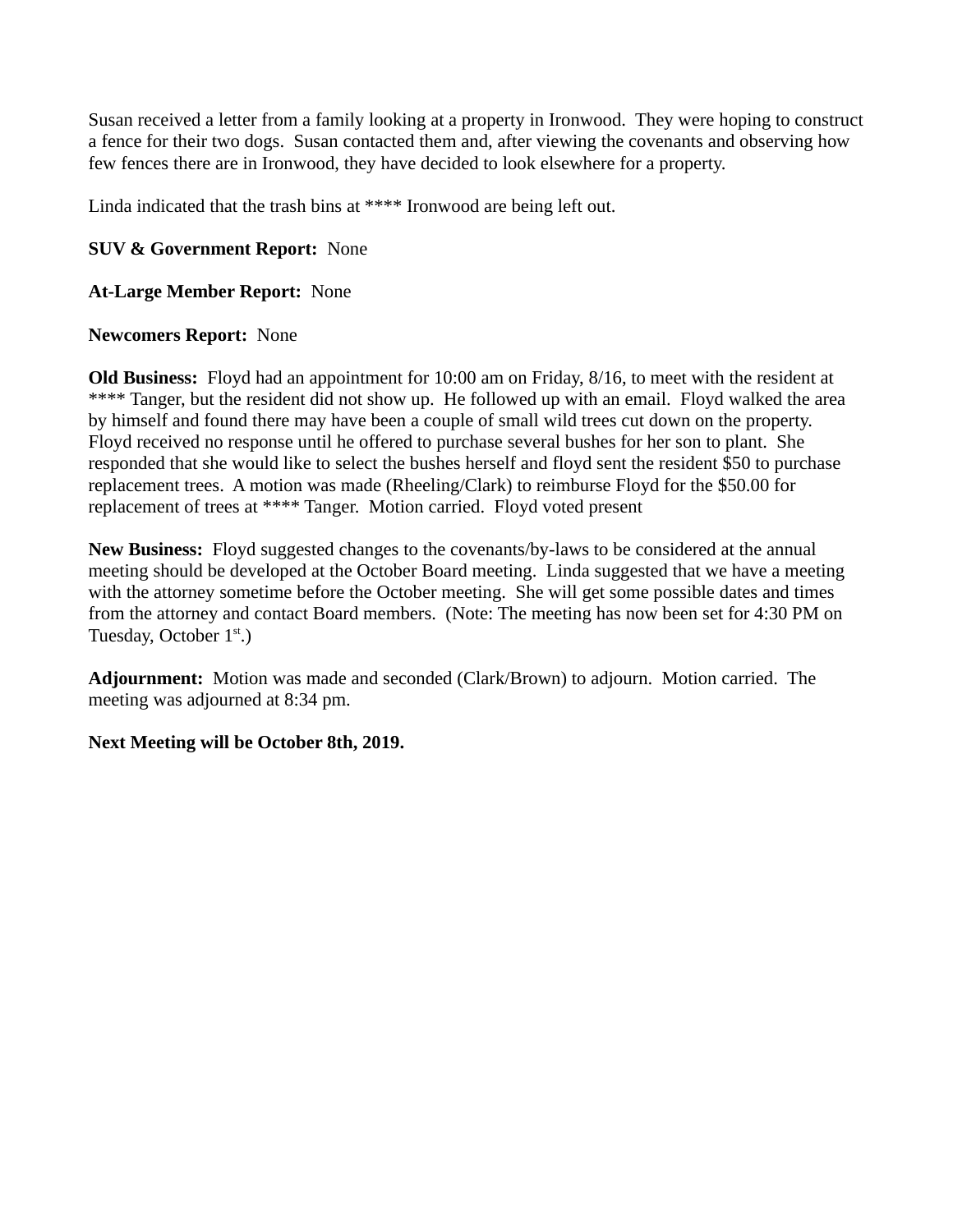Susan received a letter from a family looking at a property in Ironwood. They were hoping to construct a fence for their two dogs. Susan contacted them and, after viewing the covenants and observing how few fences there are in Ironwood, they have decided to look elsewhere for a property.

Linda indicated that the trash bins at **** Ironwood are being left out.

**SUV & Government Report:** None

**At-Large Member Report:** None

**Newcomers Report:** None

**Old Business:** Floyd had an appointment for 10:00 am on Friday, 8/16, to meet with the resident at **** Tanger, but the resident did not show up. He followed up with an email. Floyd walked the area by himself and found there may have been a couple of small wild trees cut down on the property. Floyd received no response until he offered to purchase several bushes for her son to plant. She responded that she would like to select the bushes herself and floyd sent the resident $50 to purchase replacement trees. A motion was made (Rheeling/Clark) to reimburse Floyd for the $50.00 for replacement of trees at **** Tanger. Motion carried. Floyd voted present

**New Business:** Floyd suggested changes to the covenants/by-laws to be considered at the annual meeting should be developed at the October Board meeting. Linda suggested that we have a meeting with the attorney sometime before the October meeting. She will get some possible dates and times from the attorney and contact Board members. (Note: The meeting has now been set for 4:30 PM on Tuesday, October 1st.)

**Adjournment:** Motion was made and seconded (Clark/Brown) to adjourn. Motion carried. The meeting was adjourned at 8:34 pm.

**Next Meeting will be October 8th, 2019.**